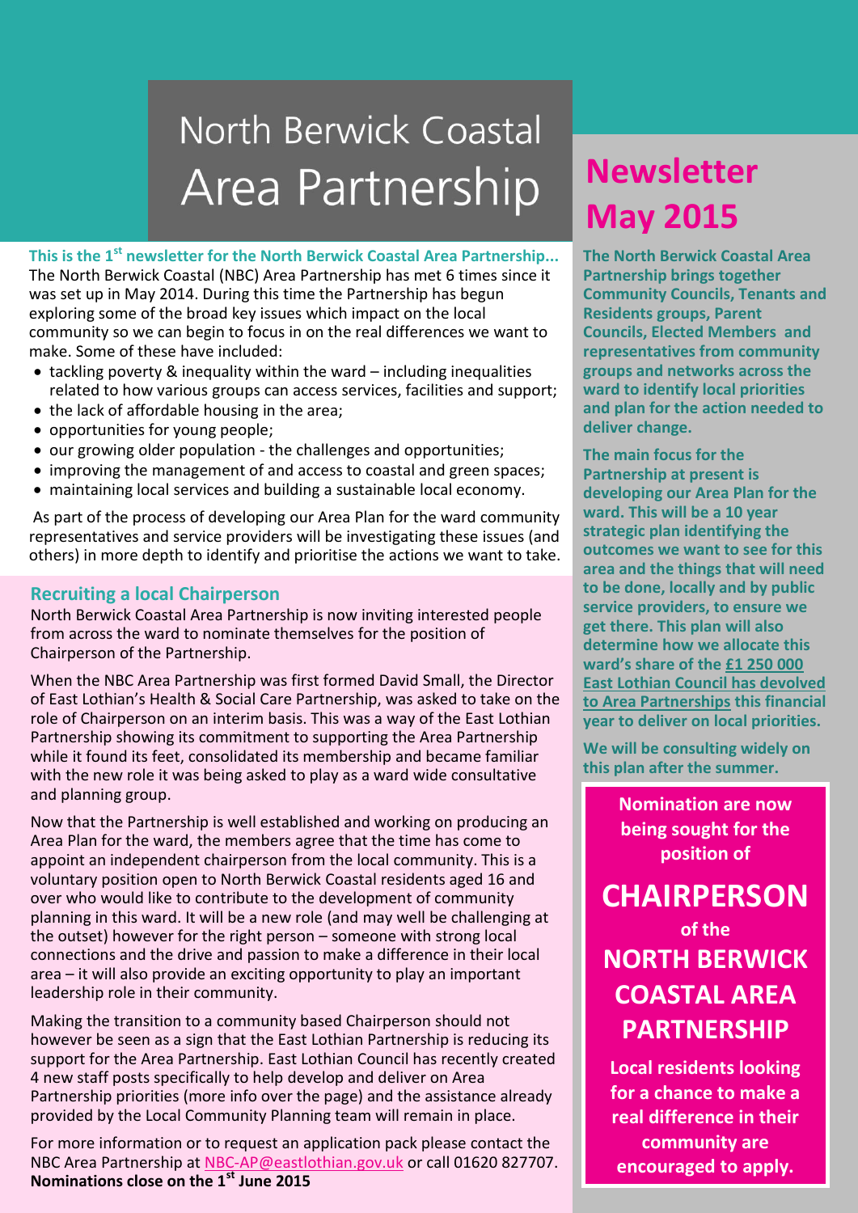# North Berwick Coastal Area Partnership

# Newsletter May 2015

**This is the 1st newsletter for the North Berwick Coastal Area Partnership...**

The North Berwick Coastal (NBC) Area Partnership has met 6 times since it was set up in May 2014. During this time the Partnership has begun exploring some of the broad key issues which impact on the local community so we can begin to focus in on the real differences we want to make. Some of these have included:

- tackling poverty & inequality within the ward – including inequalities related to how various groups can access services, facilities and support;
- the lack of affordable housing in the area;
- opportunities for young people;
- our growing older population - the challenges and opportunities;
- improving the management of and access to coastal and green spaces;
- maintaining local services and building a sustainable local economy.

As part of the process of developing our Area Plan for the ward community representatives and service providers will be investigating these issues (and others) in more depth to identify and prioritise the actions we want to take.

## Recruiting a local Chairperson

North Berwick Coastal Area Partnership is now inviting interested people from across the ward to nominate themselves for the position of Chairperson of the Partnership.

When the NBC Area Partnership was first formed David Small, the Director of East Lothian's Health & Social Care Partnership, was asked to take on the role of Chairperson on an interim basis. This was a way of the East Lothian Partnership showing its commitment to supporting the Area Partnership while it found its feet, consolidated its membership and became familiar with the new role it was being asked to play as a ward wide consultative and planning group.

Now that the Partnership is well established and working on producing an Area Plan for the ward, the members agree that the time has come to appoint an independent chairperson from the local community. This is a voluntary position open to North Berwick Coastal residents aged 16 and over who would like to contribute to the development of community planning in this ward. It will be a new role (and may well be challenging at the outset) however for the right person – someone with strong local connections and the drive and passion to make a difference in their local area – it will also provide an exciting opportunity to play an important leadership role in their community.

Making the transition to a community based Chairperson should not however be seen as a sign that the East Lothian Partnership is reducing its support for the Area Partnership. East Lothian Council has recently created 4 new staff posts specifically to help develop and deliver on Area Partnership priorities (more info over the page) and the assistance already provided by the Local Community Planning team will remain in place.

For more information or to request an application pack please contact the NBC Area Partnership at NBC-AP@eastlothian.gov.uk or call 01620 827707.
**Nominations close on the 1st June 2015**

**The North Berwick Coastal Area Partnership brings together Community Councils, Tenants and Residents groups, Parent Councils, Elected Members and representatives from community groups and networks across the ward to identify local priorities and plan for the action needed to deliver change.**

**The main focus for the Partnership at present is developing our Area Plan for the ward. This will be a 10 year strategic plan identifying the outcomes we want to see for this area and the things that will need to be done, locally and by public service providers, to ensure we get there. This plan will also determine how we allocate this ward's share of the £1 250 000 East Lothian Council has devolved to Area Partnerships this financial year to deliver on local priorities.**

**We will be consulting widely on this plan after the summer.**

**Nomination are now being sought for the position of**

**CHAIRPERSON**

**of the**

**NORTH BERWICK COASTAL AREA PARTNERSHIP**

**Local residents looking for a chance to make a real difference in their community are encouraged to apply.**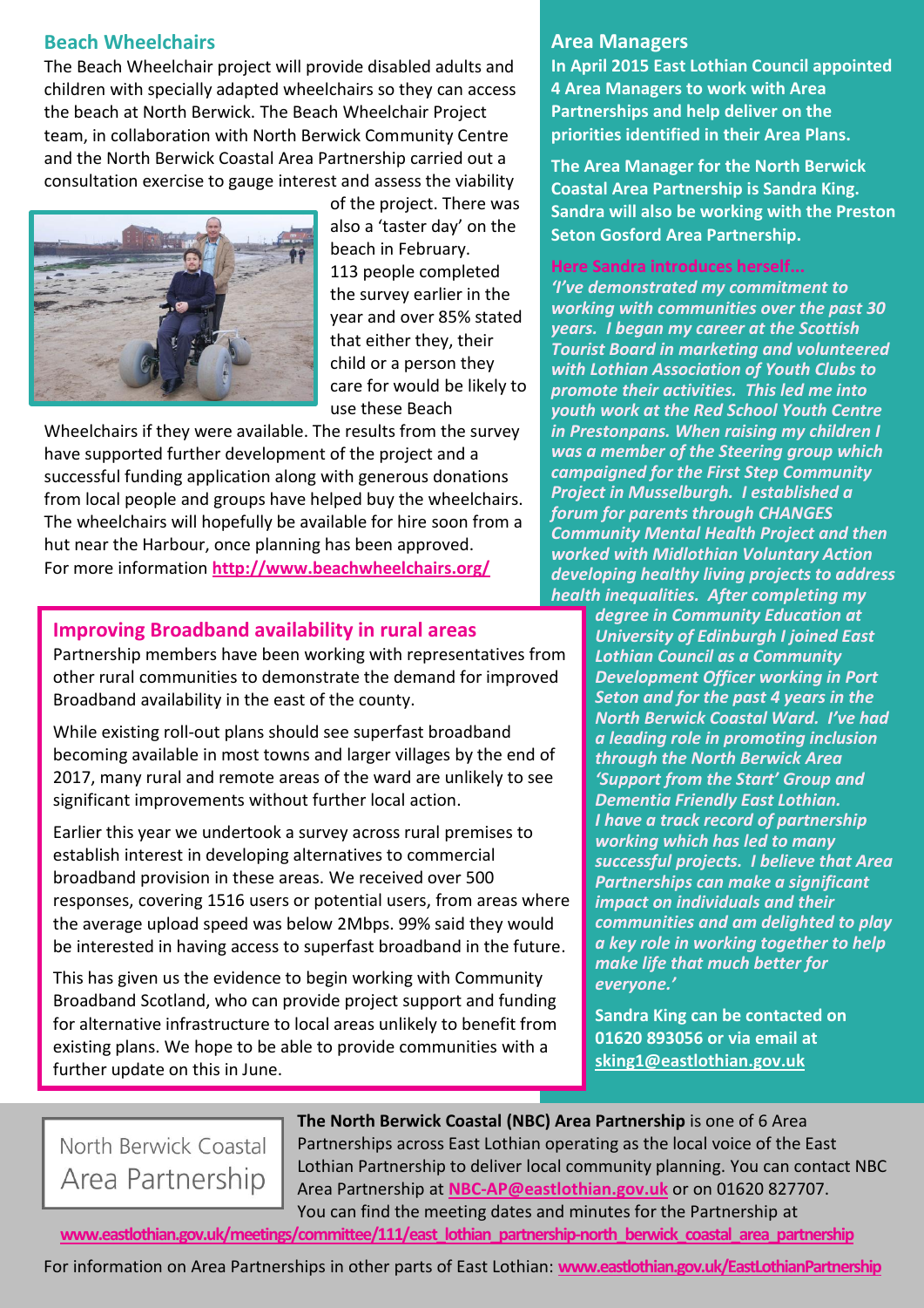## Beach Wheelchairs

The Beach Wheelchair project will provide disabled adults and children with specially adapted wheelchairs so they can access the beach at North Berwick. The Beach Wheelchair Project team, in collaboration with North Berwick Community Centre and the North Berwick Coastal Area Partnership carried out a consultation exercise to gauge interest and assess the viability of the project. There was also a 'taster day' on the beach in February. 113 people completed the survey earlier in the year and over 85% stated that either they, their child or a person they care for would be likely to use these Beach Wheelchairs if they were available. The results from the survey have supported further development of the project and a successful funding application along with generous donations from local people and groups have helped buy the wheelchairs. The wheelchairs will hopefully be available for hire soon from a hut near the Harbour, once planning has been approved. For more information **http://www.beachwheelchairs.org/**

## Improving Broadband availability in rural areas

Partnership members have been working with representatives from other rural communities to demonstrate the demand for improved Broadband availability in the east of the county.

While existing roll-out plans should see superfast broadband becoming available in most towns and larger villages by the end of 2017, many rural and remote areas of the ward are unlikely to see significant improvements without further local action.

Earlier this year we undertook a survey across rural premises to establish interest in developing alternatives to commercial broadband provision in these areas. We received over 500 responses, covering 1516 users or potential users, from areas where the average upload speed was below 2Mbps. 99% said they would be interested in having access to superfast broadband in the future.

This has given us the evidence to begin working with Community Broadband Scotland, who can provide project support and funding for alternative infrastructure to local areas unlikely to benefit from existing plans. We hope to be able to provide communities with a further update on this in June.

## Area Managers

**In April 2015 East Lothian Council appointed 4 Area Managers to work with Area Partnerships and help deliver on the priorities identified in their Area Plans.**

**The Area Manager for the North Berwick Coastal Area Partnership is Sandra King. Sandra will also be working with the Preston Seton Gosford Area Partnership.**

**Here Sandra introduces herself...**

***'I've demonstrated my commitment to working with communities over the past 30 years. I began my career at the Scottish Tourist Board in marketing and volunteered with Lothian Association of Youth Clubs to promote their activities. This led me into youth work at the Red School Youth Centre in Prestonpans. When raising my children I was a member of the Steering group which campaigned for the First Step Community Project in Musselburgh. I established a forum for parents through CHANGES Community Mental Health Project and then worked with Midlothian Voluntary Action developing healthy living projects to address health inequalities. After completing my degree in Community Education at University of Edinburgh I joined East Lothian Council as a Community Development Officer working in Port Seton and for the past 4 years in the North Berwick Coastal Ward. I've had a leading role in promoting inclusion through the North Berwick Area 'Support from the Start' Group and Dementia Friendly East Lothian. I have a track record of partnership working which has led to many successful projects. I believe that Area Partnerships can make a significant impact on individuals and their communities and am delighted to play a key role in working together to help make life that much better for everyone.'***

**Sandra King can be contacted on 01620 893056 or via email at sking1@eastlothian.gov.uk**

North Berwick Coastal Area Partnership

**The North Berwick Coastal (NBC) Area Partnership** is one of 6 Area Partnerships across East Lothian operating as the local voice of the East Lothian Partnership to deliver local community planning. You can contact NBC Area Partnership at **NBC-AP@eastlothian.gov.uk** or on 01620 827707. You can find the meeting dates and minutes for the Partnership at **www.eastlothian.gov.uk/meetings/committee/111/east_lothian_partnership-north_berwick_coastal_area_partnership**

For information on Area Partnerships in other parts of East Lothian: **www.eastlothian.gov.uk/EastLothianPartnership**